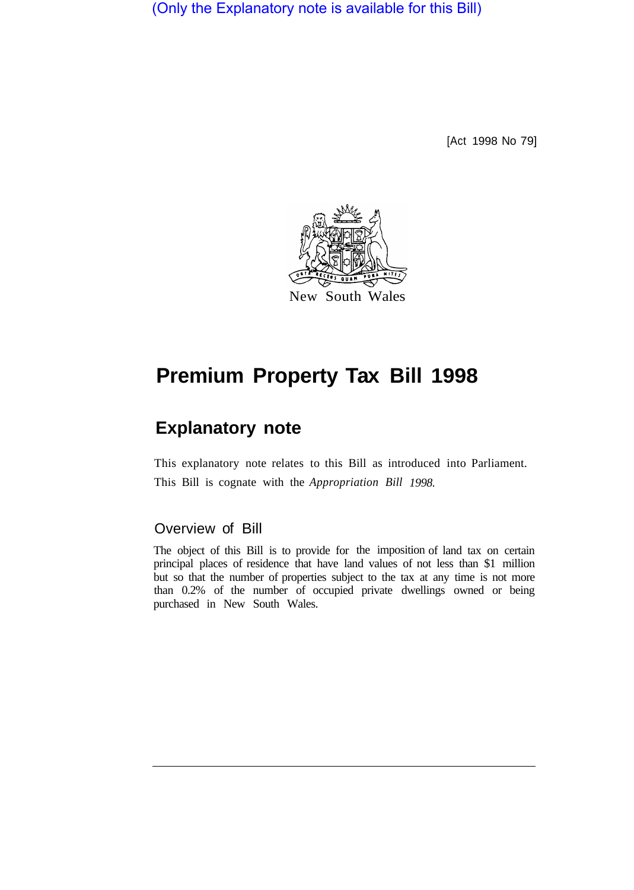(Only the Explanatory note is available for this Bill)

[Act 1998 No 79]

New South Wales

# Premium Property Tax Bill 1998

## Explanatory note

This explanatory note relates to this Bill as introduced into Parliament.

This Bill is cognate with the *Appropriation Bill 1998.*

### Overview of Bill

The object of this Bill is to provide for the imposition of land tax on certain principal places of residence that have land values of not less than $1 million but so that the number of properties subject to the tax at any time is not more than 0.2% of the number of occupied private dwellings owned or being purchased in New South Wales.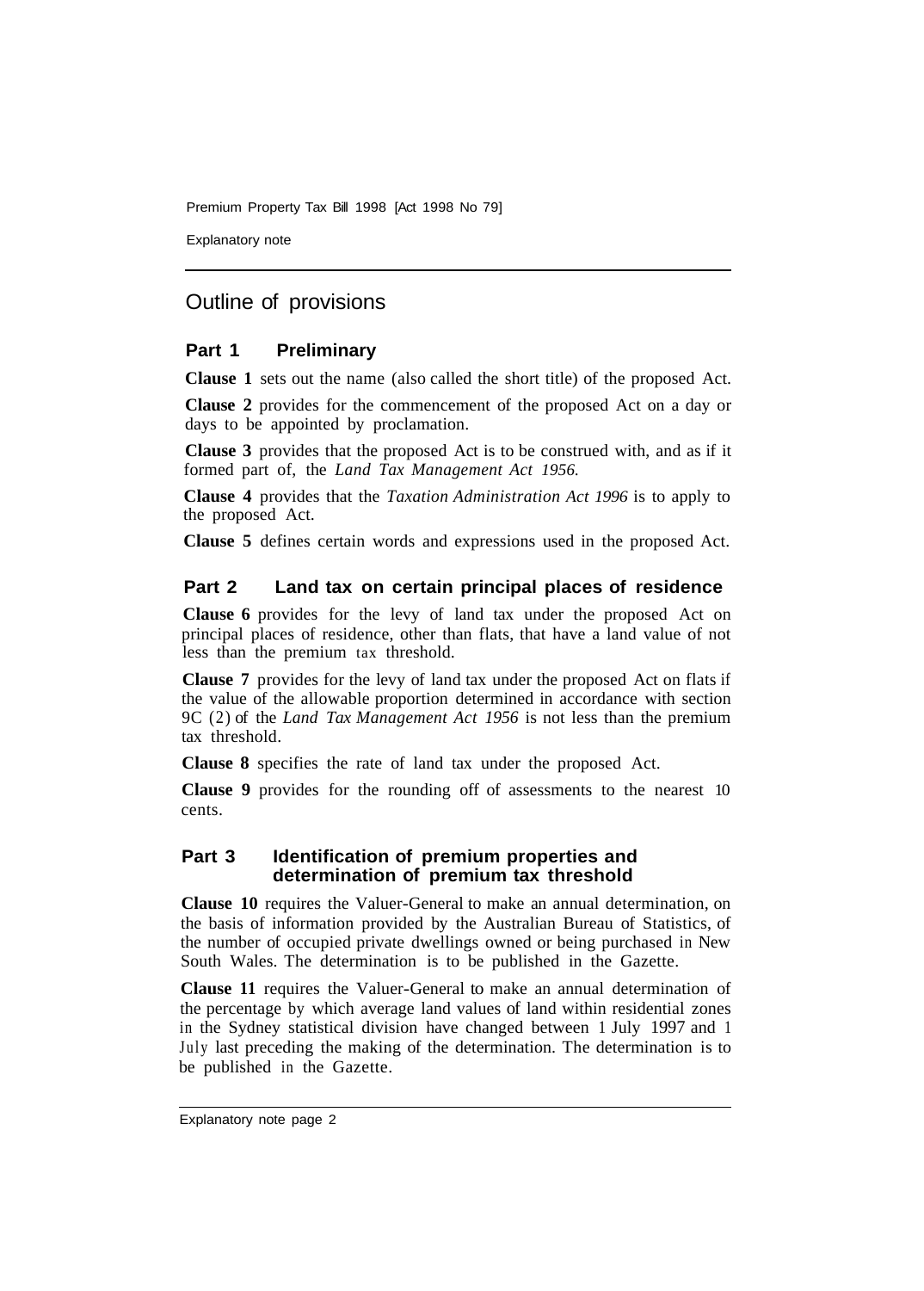## Outline of provisions

### Part 1 Preliminary

**Clause 1** sets out the name (also called the short title) of the proposed Act.

**Clause 2** provides for the commencement of the proposed Act on a day or days to be appointed by proclamation.

**Clause 3** provides that the proposed Act is to be construed with, and as if it formed part of, the *Land Tax Management Act 1956.*

**Clause 4** provides that the *Taxation Administration Act 1996* is to apply to the proposed Act.

**Clause 5** defines certain words and expressions used in the proposed Act.

### Part 2 Land tax on certain principal places of residence

**Clause 6** provides for the levy of land tax under the proposed Act on principal places of residence, other than flats, that have a land value of not less than the premium tax threshold.

**Clause 7** provides for the levy of land tax under the proposed Act on flats if the value of the allowable proportion determined in accordance with section 9C (2) of the *Land Tax Management Act 1956* is not less than the premium tax threshold.

**Clause 8** specifies the rate of land tax under the proposed Act.

**Clause 9** provides for the rounding off of assessments to the nearest 10 cents.

### Part 3 Identification of premium properties and determination of premium tax threshold

**Clause 10** requires the Valuer-General to make an annual determination, on the basis of information provided by the Australian Bureau of Statistics, of the number of occupied private dwellings owned or being purchased in New South Wales. The determination is to be published in the Gazette.

**Clause 11** requires the Valuer-General to make an annual determination of the percentage by which average land values of land within residential zones in the Sydney statistical division have changed between 1 July 1997 and 1 July last preceding the making of the determination. The determination is to be published in the Gazette.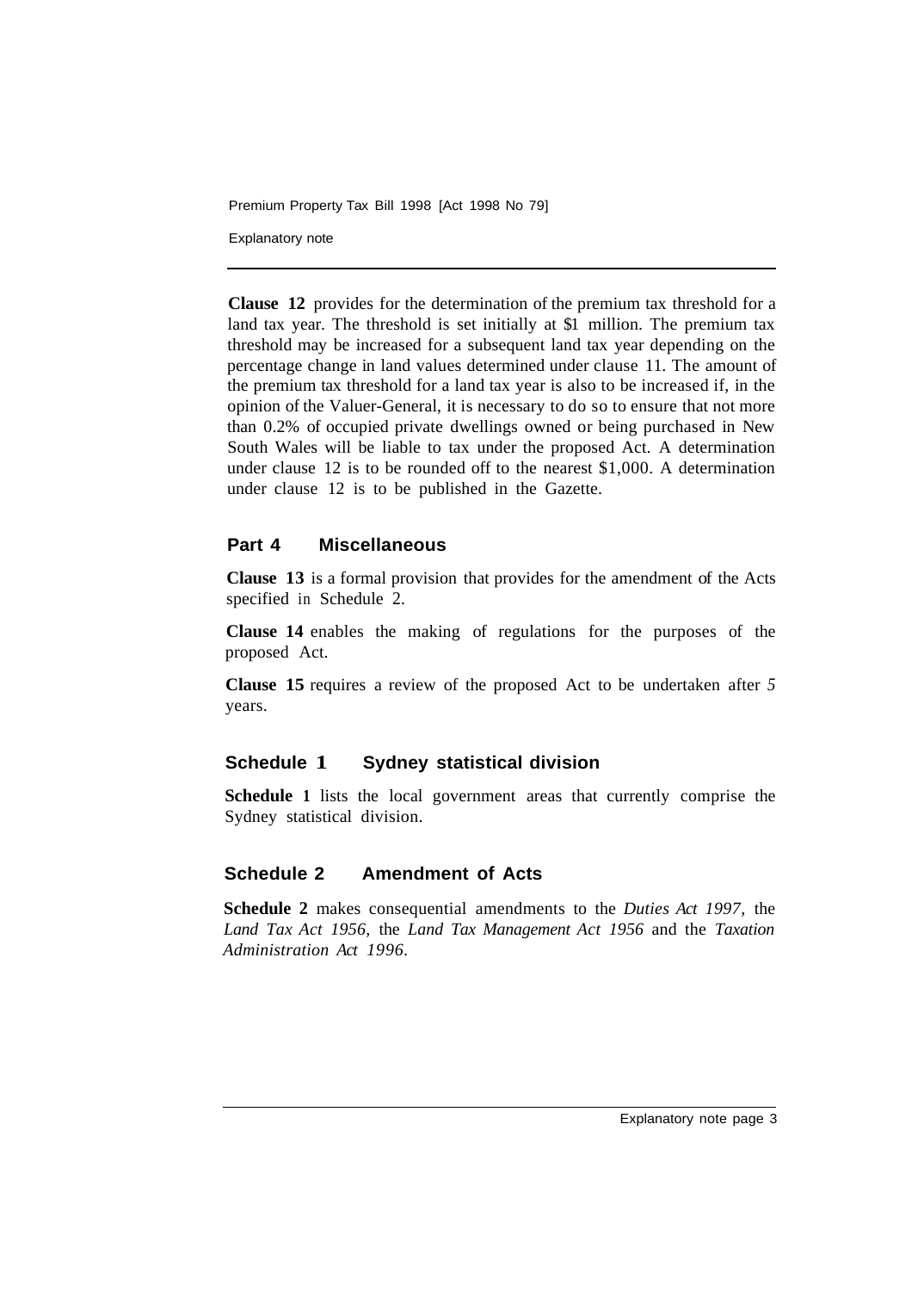**Clause 12** provides for the determination of the premium tax threshold for a land tax year. The threshold is set initially at $1 million. The premium tax threshold may be increased for a subsequent land tax year depending on the percentage change in land values determined under clause 11. The amount of the premium tax threshold for a land tax year is also to be increased if, in the opinion of the Valuer-General, it is necessary to do so to ensure that not more than 0.2% of occupied private dwellings owned or being purchased in New South Wales will be liable to tax under the proposed Act. A determination under clause 12 is to be rounded off to the nearest $1,000. A determination under clause 12 is to be published in the Gazette.

## Part 4 Miscellaneous

**Clause 13** is a formal provision that provides for the amendment of the Acts specified in Schedule 2.

**Clause 14** enables the making of regulations for the purposes of the proposed Act.

**Clause 15** requires a review of the proposed Act to be undertaken after 5 years.

## Schedule 1 Sydney statistical division

**Schedule 1** lists the local government areas that currently comprise the Sydney statistical division.

## Schedule 2 Amendment of Acts

**Schedule 2** makes consequential amendments to the *Duties Act 1997*, the *Land Tax Act 1956*, the *Land Tax Management Act 1956* and the *Taxation Administration Act 1996*.